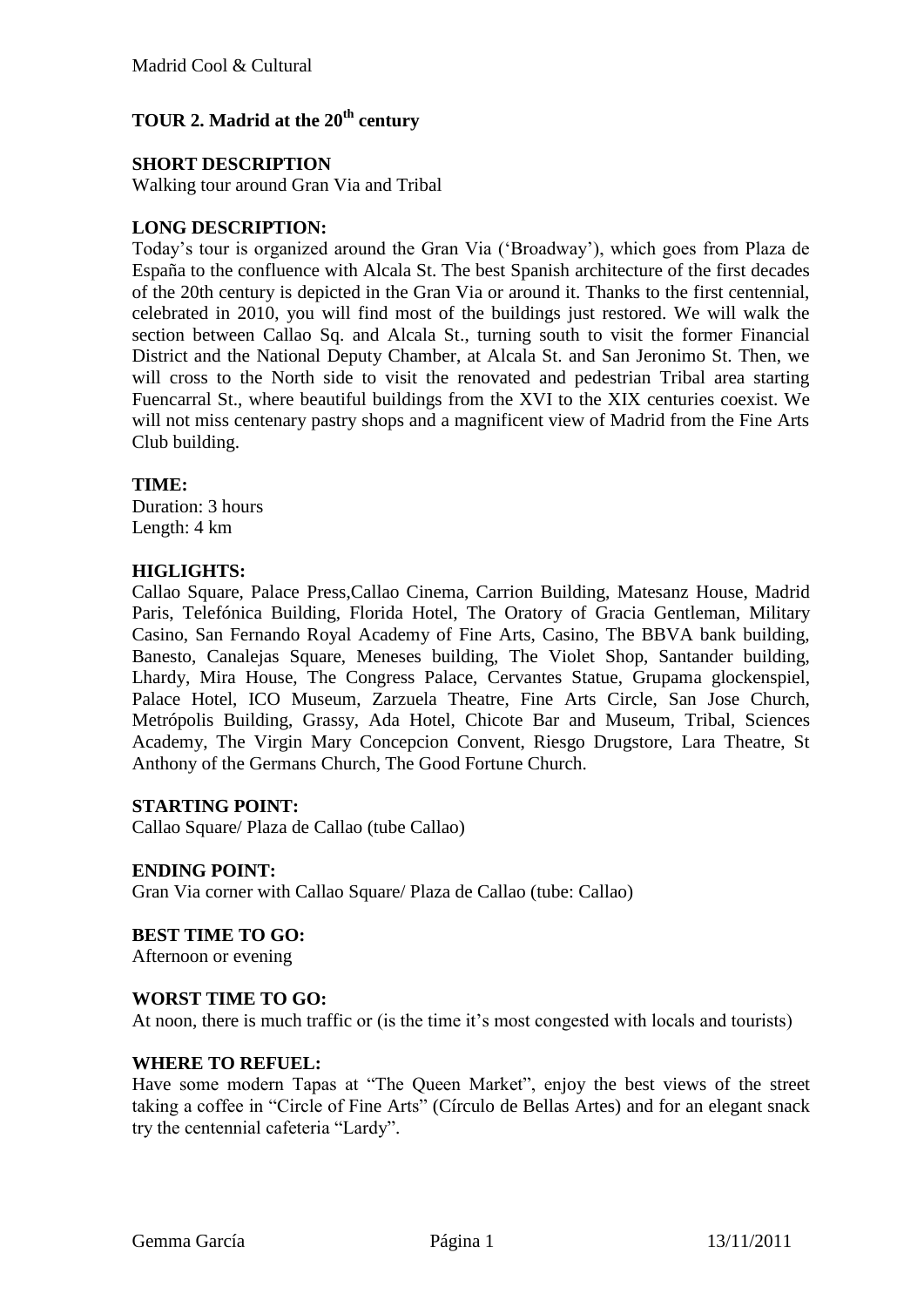# TOUR 2. Madrid at the 20th century

**SHORT DESCRIPTION**

Walking tour around Gran Via and Tribal

**LONG DESCRIPTION:**

Today's tour is organized around the Gran Via ('Broadway'), which goes from Plaza de España to the confluence with Alcala St. The best Spanish architecture of the first decades of the 20th century is depicted in the Gran Via or around it. Thanks to the first centennial, celebrated in 2010, you will find most of the buildings just restored. We will walk the section between Callao Sq. and Alcala St., turning south to visit the former Financial District and the National Deputy Chamber, at Alcala St. and San Jeronimo St. Then, we will cross to the North side to visit the renovated and pedestrian Tribal area starting Fuencarral St., where beautiful buildings from the XVI to the XIX centuries coexist. We will not miss centenary pastry shops and a magnificent view of Madrid from the Fine Arts Club building.

**TIME:**

Duration: 3 hours
Length: 4 km

**HIGLIGHTS:**

Callao Square, Palace Press,Callao Cinema, Carrion Building, Matesanz House, Madrid Paris, Telefónica Building, Florida Hotel, The Oratory of Gracia Gentleman, Military Casino, San Fernando Royal Academy of Fine Arts, Casino, The BBVA bank building, Banesto, Canalejas Square, Meneses building, The Violet Shop, Santander building, Lhardy, Mira House, The Congress Palace, Cervantes Statue, Grupama glockenspiel, Palace Hotel, ICO Museum, Zarzuela Theatre, Fine Arts Circle, San Jose Church, Metrópolis Building, Grassy, Ada Hotel, Chicote Bar and Museum, Tribal, Sciences Academy, The Virgin Mary Concepcion Convent, Riesgo Drugstore, Lara Theatre, St Anthony of the Germans Church, The Good Fortune Church.

**STARTING POINT:**

Callao Square/ Plaza de Callao (tube Callao)

**ENDING POINT:**

Gran Via corner with Callao Square/ Plaza de Callao (tube: Callao)

**BEST TIME TO GO:**

Afternoon or evening

**WORST TIME TO GO:**

At noon, there is much traffic or (is the time it's most congested with locals and tourists)

**WHERE TO REFUEL:**

Have some modern Tapas at "The Queen Market", enjoy the best views of the street taking a coffee in "Circle of Fine Arts" (Círculo de Bellas Artes) and for an elegant snack try the centennial cafeteria "Lardy".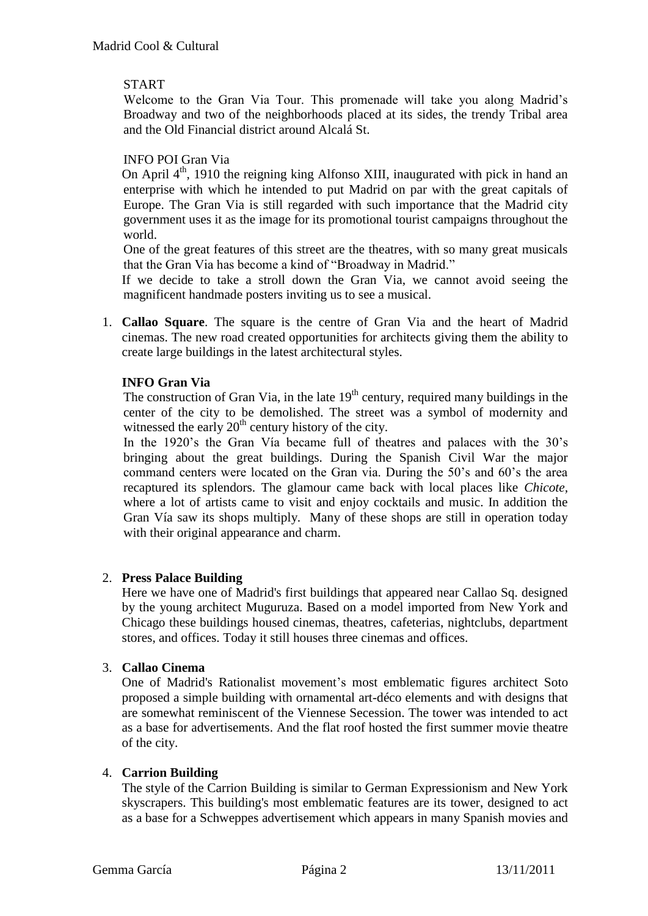START

Welcome to the Gran Via Tour. This promenade will take you along Madrid's Broadway and two of the neighborhoods placed at its sides, the trendy Tribal area and the Old Financial district around Alcalá St.

INFO POI Gran Via

On April 4th, 1910 the reigning king Alfonso XIII, inaugurated with pick in hand an enterprise with which he intended to put Madrid on par with the great capitals of Europe. The Gran Via is still regarded with such importance that the Madrid city government uses it as the image for its promotional tourist campaigns throughout the world.

One of the great features of this street are the theatres, with so many great musicals that the Gran Via has become a kind of "Broadway in Madrid."

If we decide to take a stroll down the Gran Via, we cannot avoid seeing the magnificent handmade posters inviting us to see a musical.

1. **Callao Square**. The square is the centre of Gran Via and the heart of Madrid cinemas. The new road created opportunities for architects giving them the ability to create large buildings in the latest architectural styles.

   **INFO Gran Via**

   The construction of Gran Via, in the late 19th century, required many buildings in the center of the city to be demolished. The street was a symbol of modernity and witnessed the early 20th century history of the city.

   In the 1920's the Gran Vía became full of theatres and palaces with the 30's bringing about the great buildings. During the Spanish Civil War the major command centers were located on the Gran via. During the 50's and 60's the area recaptured its splendors. The glamour came back with local places like *Chicote*, where a lot of artists came to visit and enjoy cocktails and music. In addition the Gran Vía saw its shops multiply. Many of these shops are still in operation today with their original appearance and charm.

2. **Press Palace Building**

   Here we have one of Madrid's first buildings that appeared near Callao Sq. designed by the young architect Muguruza. Based on a model imported from New York and Chicago these buildings housed cinemas, theatres, cafeterias, nightclubs, department stores, and offices. Today it still houses three cinemas and offices.

3. **Callao Cinema**

   One of Madrid's Rationalist movement's most emblematic figures architect Soto proposed a simple building with ornamental art-déco elements and with designs that are somewhat reminiscent of the Viennese Secession. The tower was intended to act as a base for advertisements. And the flat roof hosted the first summer movie theatre of the city.

4. **Carrion Building**

   The style of the Carrion Building is similar to German Expressionism and New York skyscrapers. This building's most emblematic features are its tower, designed to act as a base for a Schweppes advertisement which appears in many Spanish movies and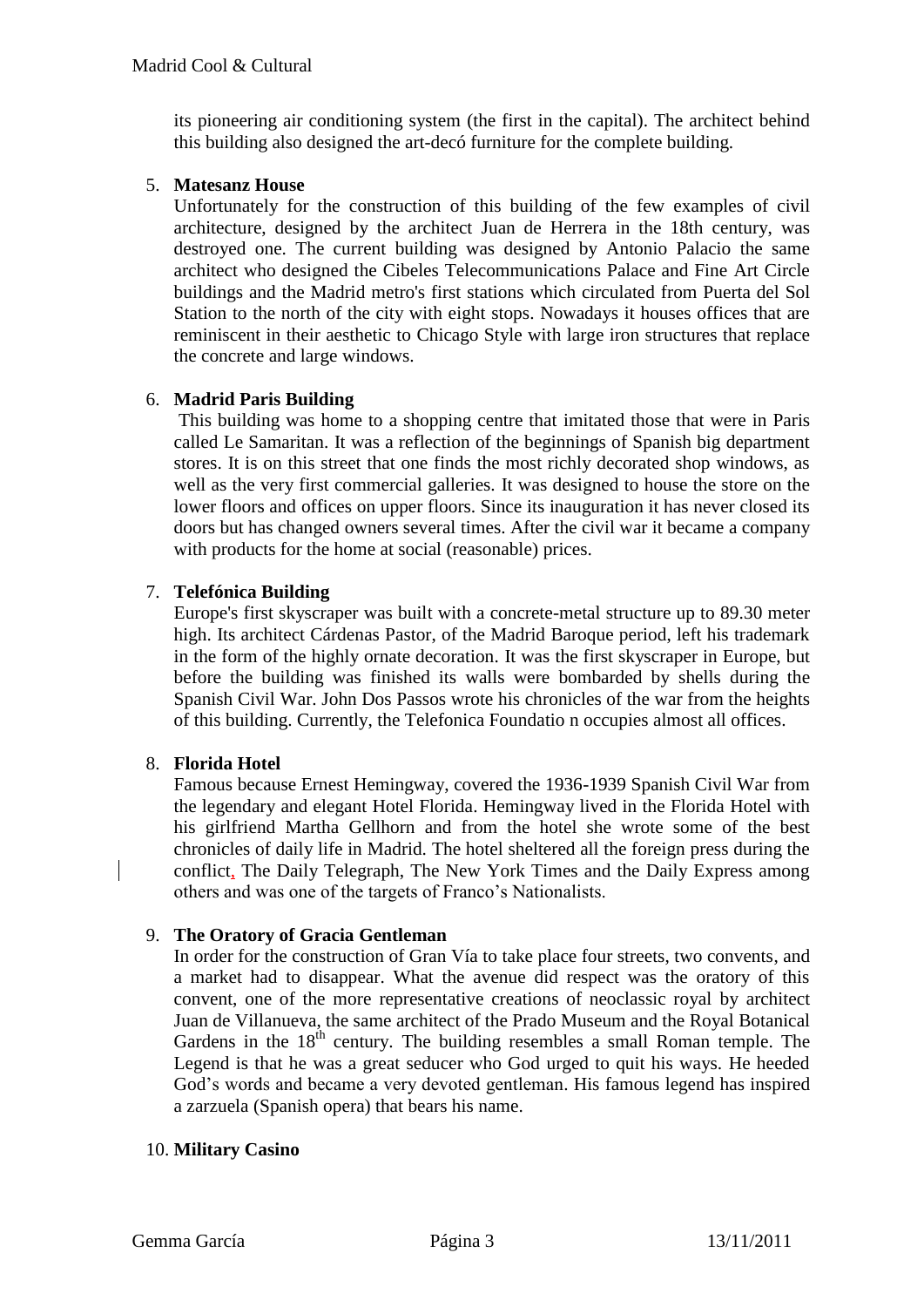its pioneering air conditioning system (the first in the capital). The architect behind this building also designed the art-decó furniture for the complete building.

5. **Matesanz House**
   Unfortunately for the construction of this building of the few examples of civil architecture, designed by the architect Juan de Herrera in the 18th century, was destroyed one. The current building was designed by Antonio Palacio the same architect who designed the Cibeles Telecommunications Palace and Fine Art Circle buildings and the Madrid metro's first stations which circulated from Puerta del Sol Station to the north of the city with eight stops. Nowadays it houses offices that are reminiscent in their aesthetic to Chicago Style with large iron structures that replace the concrete and large windows.

6. **Madrid Paris Building**
   This building was home to a shopping centre that imitated those that were in Paris called Le Samaritan. It was a reflection of the beginnings of Spanish big department stores. It is on this street that one finds the most richly decorated shop windows, as well as the very first commercial galleries. It was designed to house the store on the lower floors and offices on upper floors. Since its inauguration it has never closed its doors but has changed owners several times. After the civil war it became a company with products for the home at social (reasonable) prices.

7. **Telefónica Building**
   Europe's first skyscraper was built with a concrete-metal structure up to 89.30 meter high. Its architect Cárdenas Pastor, of the Madrid Baroque period, left his trademark in the form of the highly ornate decoration. It was the first skyscraper in Europe, but before the building was finished its walls were bombarded by shells during the Spanish Civil War. John Dos Passos wrote his chronicles of the war from the heights of this building. Currently, the Telefonica Foundatio n occupies almost all offices.

8. **Florida Hotel**
   Famous because Ernest Hemingway, covered the 1936-1939 Spanish Civil War from the legendary and elegant Hotel Florida. Hemingway lived in the Florida Hotel with his girlfriend Martha Gellhorn and from the hotel she wrote some of the best chronicles of daily life in Madrid. The hotel sheltered all the foreign press during the conflict, The Daily Telegraph, The New York Times and the Daily Express among others and was one of the targets of Franco's Nationalists.

9. **The Oratory of Gracia Gentleman**
   In order for the construction of Gran Vía to take place four streets, two convents, and a market had to disappear. What the avenue did respect was the oratory of this convent, one of the more representative creations of neoclassic royal by architect Juan de Villanueva, the same architect of the Prado Museum and the Royal Botanical Gardens in the 18th century. The building resembles a small Roman temple. The Legend is that he was a great seducer who God urged to quit his ways. He heeded God's words and became a very devoted gentleman. His famous legend has inspired a zarzuela (Spanish opera) that bears his name.

10. **Military Casino**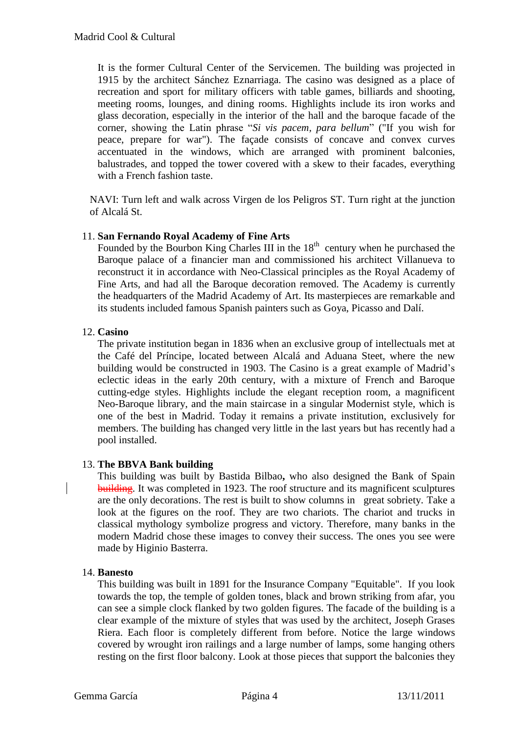It is the former Cultural Center of the Servicemen. The building was projected in 1915 by the architect Sánchez Eznarriaga. The casino was designed as a place of recreation and sport for military officers with table games, billiards and shooting, meeting rooms, lounges, and dining rooms. Highlights include its iron works and glass decoration, especially in the interior of the hall and the baroque facade of the corner, showing the Latin phrase "*Si vis pacem, para bellum*" ("If you wish for peace, prepare for war"). The façade consists of concave and convex curves accentuated in the windows, which are arranged with prominent balconies, balustrades, and topped the tower covered with a skew to their facades, everything with a French fashion taste.

NAVI: Turn left and walk across Virgen de los Peligros ST. Turn right at the junction of Alcalá St.

11. **San Fernando Royal Academy of Fine Arts**
    Founded by the Bourbon King Charles III in the 18th century when he purchased the Baroque palace of a financier man and commissioned his architect Villanueva to reconstruct it in accordance with Neo-Classical principles as the Royal Academy of Fine Arts, and had all the Baroque decoration removed. The Academy is currently the headquarters of the Madrid Academy of Art. Its masterpieces are remarkable and its students included famous Spanish painters such as Goya, Picasso and Dalí.

12. **Casino**
    The private institution began in 1836 when an exclusive group of intellectuals met at the Café del Príncipe, located between Alcalá and Aduana Steet, where the new building would be constructed in 1903. The Casino is a great example of Madrid's eclectic ideas in the early 20th century, with a mixture of French and Baroque cutting-edge styles. Highlights include the elegant reception room, a magnificent Neo-Baroque library, and the main staircase in a singular Modernist style, which is one of the best in Madrid. Today it remains a private institution, exclusively for members. The building has changed very little in the last years but has recently had a pool installed.

13. **The BBVA Bank building**
    This building was built by Bastida Bilbao**,** who also designed the Bank of Spain ~~building~~. It was completed in 1923. The roof structure and its magnificent sculptures are the only decorations. The rest is built to show columns in great sobriety. Take a look at the figures on the roof. They are two chariots. The chariot and trucks in classical mythology symbolize progress and victory. Therefore, many banks in the modern Madrid chose these images to convey their success. The ones you see were made by Higinio Basterra.

14. **Banesto**
    This building was built in 1891 for the Insurance Company "Equitable". If you look towards the top, the temple of golden tones, black and brown striking from afar, you can see a simple clock flanked by two golden figures. The facade of the building is a clear example of the mixture of styles that was used by the architect, Joseph Grases Riera. Each floor is completely different from before. Notice the large windows covered by wrought iron railings and a large number of lamps, some hanging others resting on the first floor balcony. Look at those pieces that support the balconies they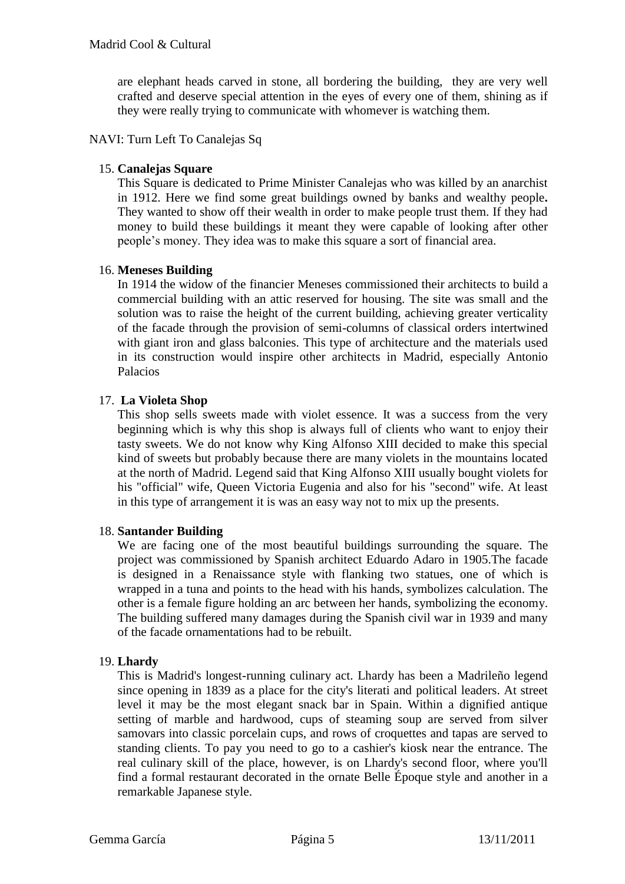are elephant heads carved in stone, all bordering the building, they are very well crafted and deserve special attention in the eyes of every one of them, shining as if they were really trying to communicate with whomever is watching them.

NAVI: Turn Left To Canalejas Sq

15. **Canalejas Square**
    This Square is dedicated to Prime Minister Canalejas who was killed by an anarchist in 1912. Here we find some great buildings owned by banks and wealthy people**.** They wanted to show off their wealth in order to make people trust them. If they had money to build these buildings it meant they were capable of looking after other people's money. They idea was to make this square a sort of financial area.

16. **Meneses Building**
    In 1914 the widow of the financier Meneses commissioned their architects to build a commercial building with an attic reserved for housing. The site was small and the solution was to raise the height of the current building, achieving greater verticality of the facade through the provision of semi-columns of classical orders intertwined with giant iron and glass balconies. This type of architecture and the materials used in its construction would inspire other architects in Madrid, especially Antonio Palacios

17. **La Violeta Shop**
    This shop sells sweets made with violet essence. It was a success from the very beginning which is why this shop is always full of clients who want to enjoy their tasty sweets. We do not know why King Alfonso XIII decided to make this special kind of sweets but probably because there are many violets in the mountains located at the north of Madrid. Legend said that King Alfonso XIII usually bought violets for his "official" wife, Queen Victoria Eugenia and also for his "second" wife. At least in this type of arrangement it is was an easy way not to mix up the presents.

18. **Santander Building**
    We are facing one of the most beautiful buildings surrounding the square. The project was commissioned by Spanish architect Eduardo Adaro in 1905.The facade is designed in a Renaissance style with flanking two statues, one of which is wrapped in a tuna and points to the head with his hands, symbolizes calculation. The other is a female figure holding an arc between her hands, symbolizing the economy. The building suffered many damages during the Spanish civil war in 1939 and many of the facade ornamentations had to be rebuilt.

19. **Lhardy**
    This is Madrid's longest-running culinary act. Lhardy has been a Madrileño legend since opening in 1839 as a place for the city's literati and political leaders. At street level it may be the most elegant snack bar in Spain. Within a dignified antique setting of marble and hardwood, cups of steaming soup are served from silver samovars into classic porcelain cups, and rows of croquettes and tapas are served to standing clients. To pay you need to go to a cashier's kiosk near the entrance. The real culinary skill of the place, however, is on Lhardy's second floor, where you'll find a formal restaurant decorated in the ornate Belle Époque style and another in a remarkable Japanese style.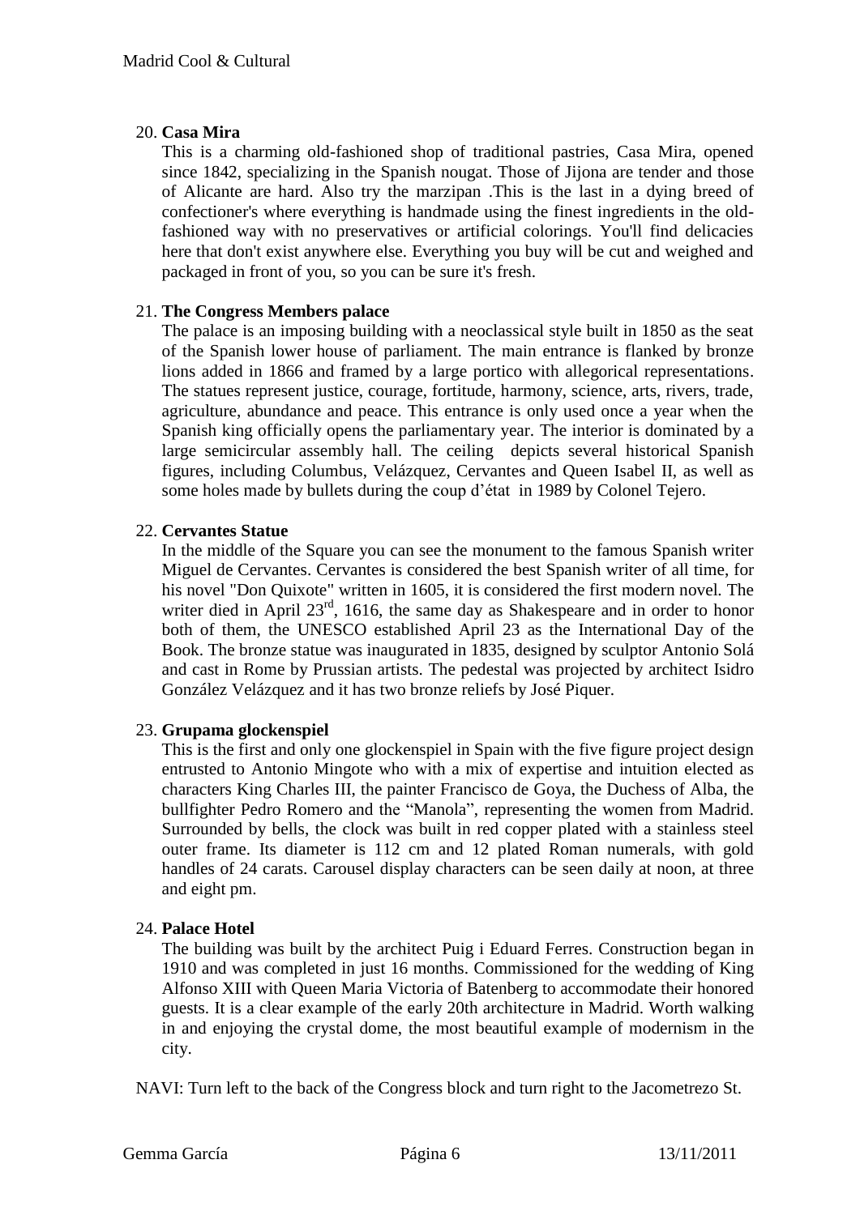20. **Casa Mira**

    This is a charming old-fashioned shop of traditional pastries, Casa Mira, opened since 1842, specializing in the Spanish nougat. Those of Jijona are tender and those of Alicante are hard. Also try the marzipan .This is the last in a dying breed of confectioner's where everything is handmade using the finest ingredients in the old-fashioned way with no preservatives or artificial colorings. You'll find delicacies here that don't exist anywhere else. Everything you buy will be cut and weighed and packaged in front of you, so you can be sure it's fresh.

21. **The Congress Members palace**

    The palace is an imposing building with a neoclassical style built in 1850 as the seat of the Spanish lower house of parliament. The main entrance is flanked by bronze lions added in 1866 and framed by a large portico with allegorical representations. The statues represent justice, courage, fortitude, harmony, science, arts, rivers, trade, agriculture, abundance and peace. This entrance is only used once a year when the Spanish king officially opens the parliamentary year. The interior is dominated by a large semicircular assembly hall. The ceiling depicts several historical Spanish figures, including Columbus, Velázquez, Cervantes and Queen Isabel II, as well as some holes made by bullets during the coup d'état in 1989 by Colonel Tejero.

22. **Cervantes Statue**

    In the middle of the Square you can see the monument to the famous Spanish writer Miguel de Cervantes. Cervantes is considered the best Spanish writer of all time, for his novel "Don Quixote" written in 1605, it is considered the first modern novel. The writer died in April 23rd, 1616, the same day as Shakespeare and in order to honor both of them, the UNESCO established April 23 as the International Day of the Book. The bronze statue was inaugurated in 1835, designed by sculptor Antonio Solá and cast in Rome by Prussian artists. The pedestal was projected by architect Isidro González Velázquez and it has two bronze reliefs by José Piquer.

23. **Grupama glockenspiel**

    This is the first and only one glockenspiel in Spain with the five figure project design entrusted to Antonio Mingote who with a mix of expertise and intuition elected as characters King Charles III, the painter Francisco de Goya, the Duchess of Alba, the bullfighter Pedro Romero and the "Manola", representing the women from Madrid. Surrounded by bells, the clock was built in red copper plated with a stainless steel outer frame. Its diameter is 112 cm and 12 plated Roman numerals, with gold handles of 24 carats. Carousel display characters can be seen daily at noon, at three and eight pm.

24. **Palace Hotel**

    The building was built by the architect Puig i Eduard Ferres. Construction began in 1910 and was completed in just 16 months. Commissioned for the wedding of King Alfonso XIII with Queen Maria Victoria of Batenberg to accommodate their honored guests. It is a clear example of the early 20th architecture in Madrid. Worth walking in and enjoying the crystal dome, the most beautiful example of modernism in the city.

NAVI: Turn left to the back of the Congress block and turn right to the Jacometrezo St.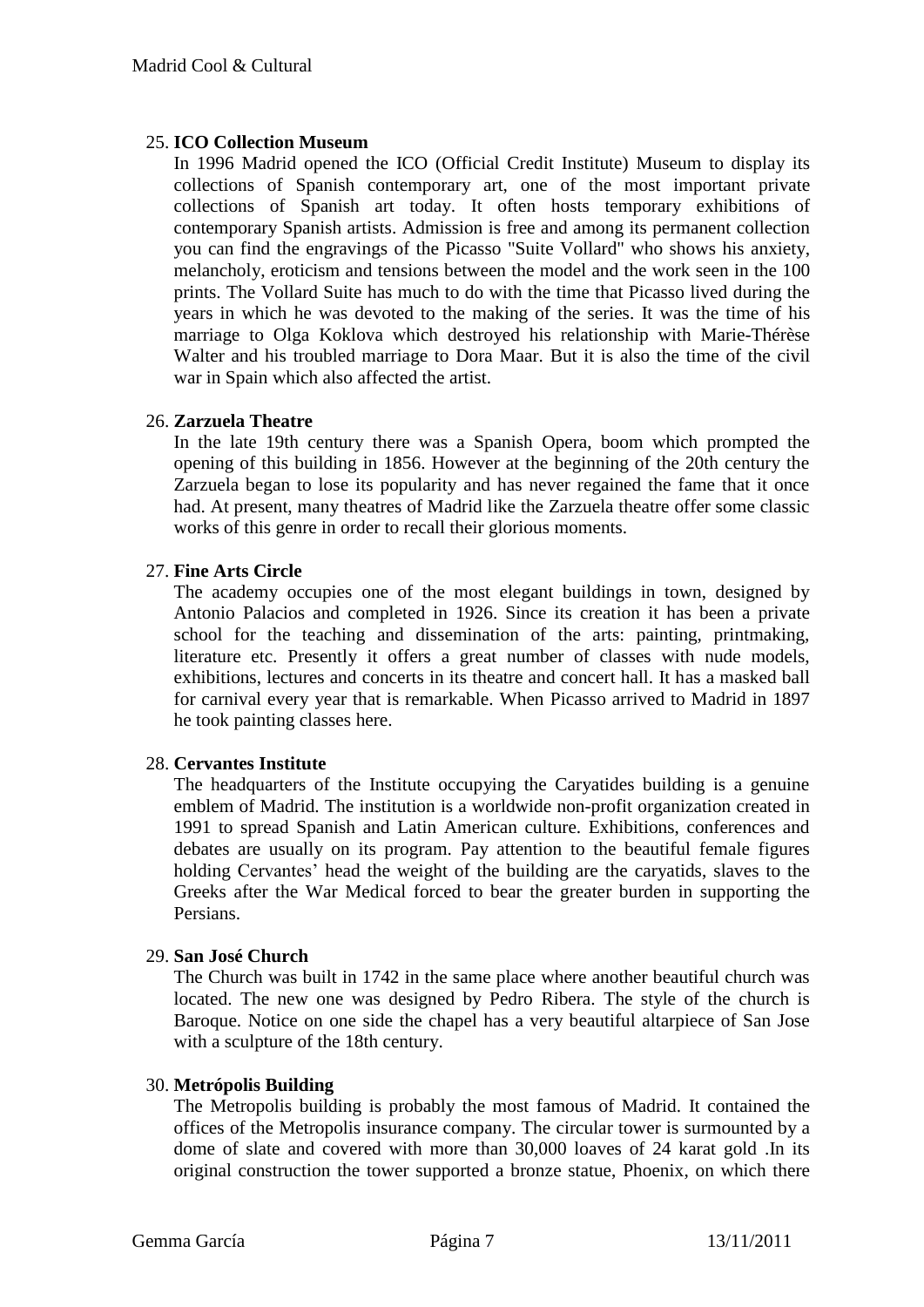25. **ICO Collection Museum**

In 1996 Madrid opened the ICO (Official Credit Institute) Museum to display its collections of Spanish contemporary art, one of the most important private collections of Spanish art today. It often hosts temporary exhibitions of contemporary Spanish artists. Admission is free and among its permanent collection you can find the engravings of the Picasso "Suite Vollard" who shows his anxiety, melancholy, eroticism and tensions between the model and the work seen in the 100 prints. The Vollard Suite has much to do with the time that Picasso lived during the years in which he was devoted to the making of the series. It was the time of his marriage to Olga Koklova which destroyed his relationship with Marie-Thérèse Walter and his troubled marriage to Dora Maar. But it is also the time of the civil war in Spain which also affected the artist.

26. **Zarzuela Theatre**

In the late 19th century there was a Spanish Opera, boom which prompted the opening of this building in 1856. However at the beginning of the 20th century the Zarzuela began to lose its popularity and has never regained the fame that it once had. At present, many theatres of Madrid like the Zarzuela theatre offer some classic works of this genre in order to recall their glorious moments.

27. **Fine Arts Circle**

The academy occupies one of the most elegant buildings in town, designed by Antonio Palacios and completed in 1926. Since its creation it has been a private school for the teaching and dissemination of the arts: painting, printmaking, literature etc. Presently it offers a great number of classes with nude models, exhibitions, lectures and concerts in its theatre and concert hall. It has a masked ball for carnival every year that is remarkable. When Picasso arrived to Madrid in 1897 he took painting classes here.

28. **Cervantes Institute**

The headquarters of the Institute occupying the Caryatides building is a genuine emblem of Madrid. The institution is a worldwide non-profit organization created in 1991 to spread Spanish and Latin American culture. Exhibitions, conferences and debates are usually on its program. Pay attention to the beautiful female figures holding Cervantes' head the weight of the building are the caryatids, slaves to the Greeks after the War Medical forced to bear the greater burden in supporting the Persians.

29. **San José Church**

The Church was built in 1742 in the same place where another beautiful church was located. The new one was designed by Pedro Ribera. The style of the church is Baroque. Notice on one side the chapel has a very beautiful altarpiece of San Jose with a sculpture of the 18th century.

30. **Metrópolis Building**

The Metropolis building is probably the most famous of Madrid. It contained the offices of the Metropolis insurance company. The circular tower is surmounted by a dome of slate and covered with more than 30,000 loaves of 24 karat gold .In its original construction the tower supported a bronze statue, Phoenix, on which there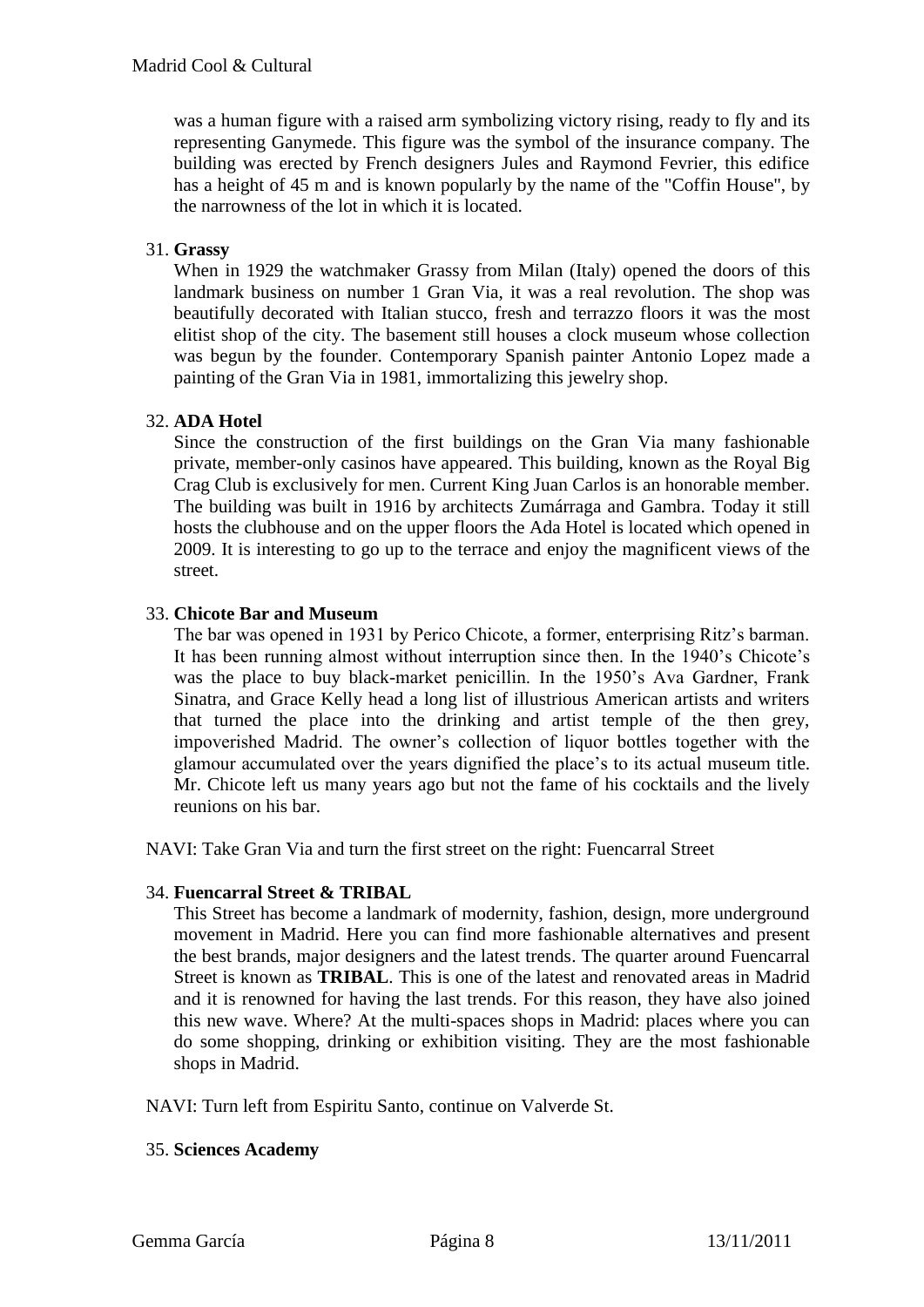was a human figure with a raised arm symbolizing victory rising, ready to fly and its representing Ganymede. This figure was the symbol of the insurance company. The building was erected by French designers Jules and Raymond Fevrier, this edifice has a height of 45 m and is known popularly by the name of the "Coffin House", by the narrowness of the lot in which it is located.

31. **Grassy**
    When in 1929 the watchmaker Grassy from Milan (Italy) opened the doors of this landmark business on number 1 Gran Via, it was a real revolution. The shop was beautifully decorated with Italian stucco, fresh and terrazzo floors it was the most elitist shop of the city. The basement still houses a clock museum whose collection was begun by the founder. Contemporary Spanish painter Antonio Lopez made a painting of the Gran Via in 1981, immortalizing this jewelry shop.

32. **ADA Hotel**
    Since the construction of the first buildings on the Gran Via many fashionable private, member-only casinos have appeared. This building, known as the Royal Big Crag Club is exclusively for men. Current King Juan Carlos is an honorable member. The building was built in 1916 by architects Zumárraga and Gambra. Today it still hosts the clubhouse and on the upper floors the Ada Hotel is located which opened in 2009. It is interesting to go up to the terrace and enjoy the magnificent views of the street.

33. **Chicote Bar and Museum**
    The bar was opened in 1931 by Perico Chicote, a former, enterprising Ritz's barman. It has been running almost without interruption since then. In the 1940's Chicote's was the place to buy black-market penicillin. In the 1950's Ava Gardner, Frank Sinatra, and Grace Kelly head a long list of illustrious American artists and writers that turned the place into the drinking and artist temple of the then grey, impoverished Madrid. The owner's collection of liquor bottles together with the glamour accumulated over the years dignified the place's to its actual museum title. Mr. Chicote left us many years ago but not the fame of his cocktails and the lively reunions on his bar.

NAVI: Take Gran Via and turn the first street on the right: Fuencarral Street

34. **Fuencarral Street & TRIBAL**
    This Street has become a landmark of modernity, fashion, design, more underground movement in Madrid. Here you can find more fashionable alternatives and present the best brands, major designers and the latest trends. The quarter around Fuencarral Street is known as **TRIBAL**. This is one of the latest and renovated areas in Madrid and it is renowned for having the last trends. For this reason, they have also joined this new wave. Where? At the multi-spaces shops in Madrid: places where you can do some shopping, drinking or exhibition visiting. They are the most fashionable shops in Madrid.

NAVI: Turn left from Espiritu Santo, continue on Valverde St.

35. **Sciences Academy**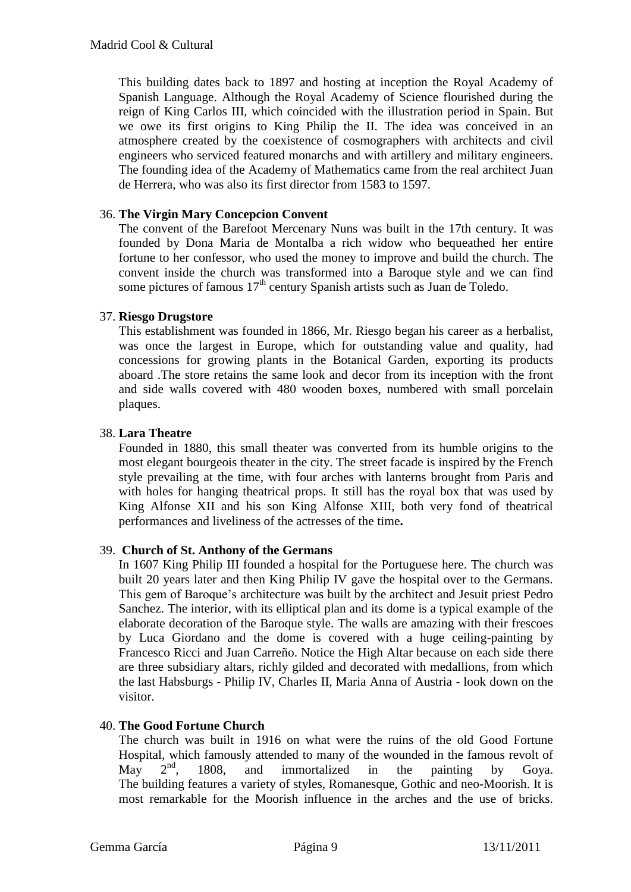This building dates back to 1897 and hosting at inception the Royal Academy of Spanish Language. Although the Royal Academy of Science flourished during the reign of King Carlos III, which coincided with the illustration period in Spain. But we owe its first origins to King Philip the II. The idea was conceived in an atmosphere created by the coexistence of cosmographers with architects and civil engineers who serviced featured monarchs and with artillery and military engineers. The founding idea of the Academy of Mathematics came from the real architect Juan de Herrera, who was also its first director from 1583 to 1597.

36. **The Virgin Mary Concepcion Convent**
The convent of the Barefoot Mercenary Nuns was built in the 17th century. It was founded by Dona Maria de Montalba a rich widow who bequeathed her entire fortune to her confessor, who used the money to improve and build the church. The convent inside the church was transformed into a Baroque style and we can find some pictures of famous 17th century Spanish artists such as Juan de Toledo.

37. **Riesgo Drugstore**
This establishment was founded in 1866, Mr. Riesgo began his career as a herbalist, was once the largest in Europe, which for outstanding value and quality, had concessions for growing plants in the Botanical Garden, exporting its products aboard .The store retains the same look and decor from its inception with the front and side walls covered with 480 wooden boxes, numbered with small porcelain plaques.

38. **Lara Theatre**
Founded in 1880, this small theater was converted from its humble origins to the most elegant bourgeois theater in the city. The street facade is inspired by the French style prevailing at the time, with four arches with lanterns brought from Paris and with holes for hanging theatrical props. It still has the royal box that was used by King Alfonse XII and his son King Alfonse XIII, both very fond of theatrical performances and liveliness of the actresses of the time**.**

39. **Church of St. Anthony of the Germans**
In 1607 King Philip III founded a hospital for the Portuguese here. The church was built 20 years later and then King Philip IV gave the hospital over to the Germans. This gem of Baroque's architecture was built by the architect and Jesuit priest Pedro Sanchez. The interior, with its elliptical plan and its dome is a typical example of the elaborate decoration of the Baroque style. The walls are amazing with their frescoes by Luca Giordano and the dome is covered with a huge ceiling-painting by Francesco Ricci and Juan Carreño. Notice the High Altar because on each side there are three subsidiary altars, richly gilded and decorated with medallions, from which the last Habsburgs - Philip IV, Charles II, Maria Anna of Austria - look down on the visitor.

40. **The Good Fortune Church**
The church was built in 1916 on what were the ruins of the old Good Fortune Hospital, which famously attended to many of the wounded in the famous revolt of May 2nd, 1808, and immortalized in the painting by Goya. The building features a variety of styles, Romanesque, Gothic and neo-Moorish. It is most remarkable for the Moorish influence in the arches and the use of bricks.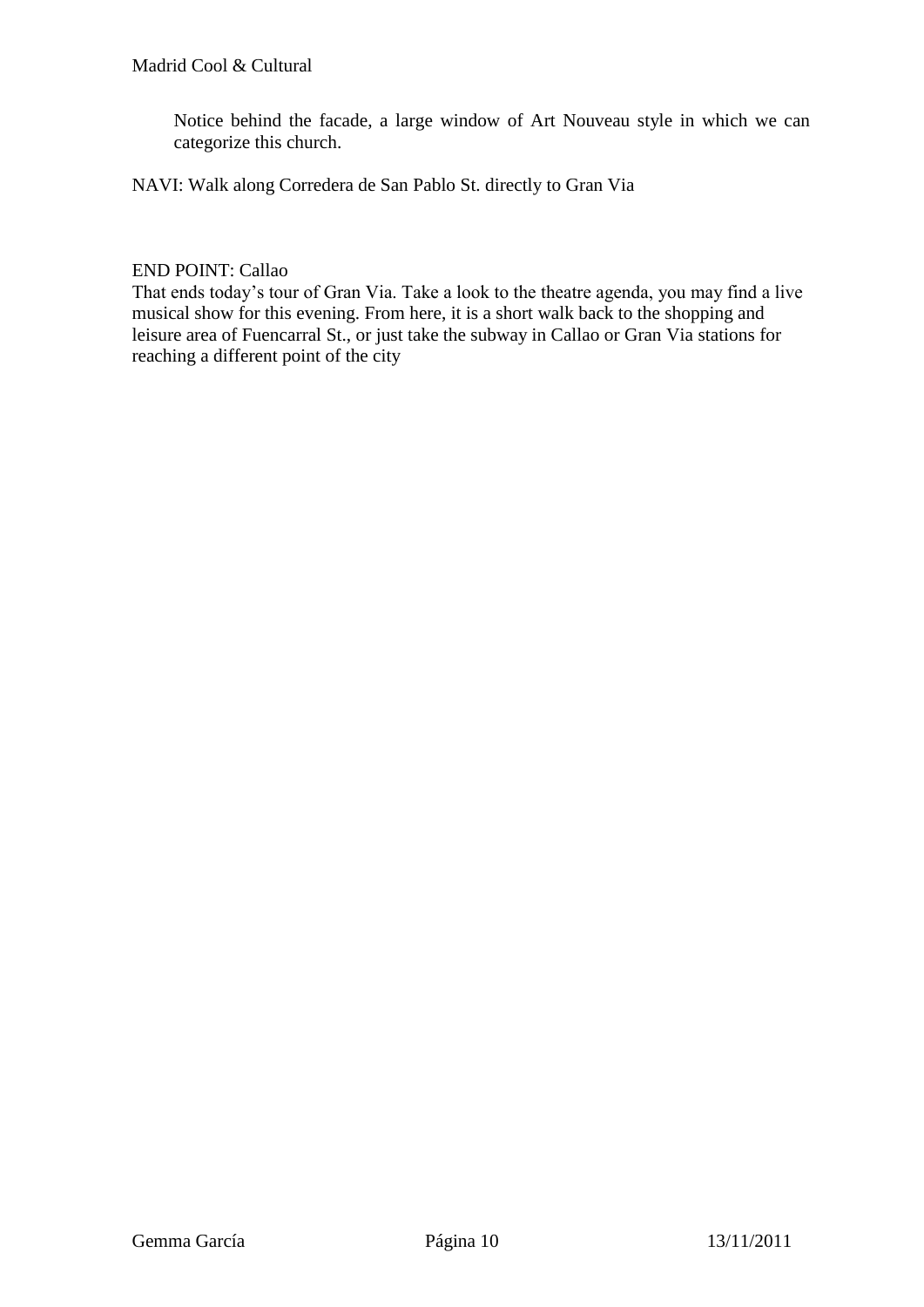Notice behind the facade, a large window of Art Nouveau style in which we can categorize this church.

NAVI: Walk along Corredera de San Pablo St. directly to Gran Via

END POINT: Callao

That ends today's tour of Gran Via. Take a look to the theatre agenda, you may find a live musical show for this evening. From here, it is a short walk back to the shopping and leisure area of Fuencarral St., or just take the subway in Callao or Gran Via stations for reaching a different point of the city